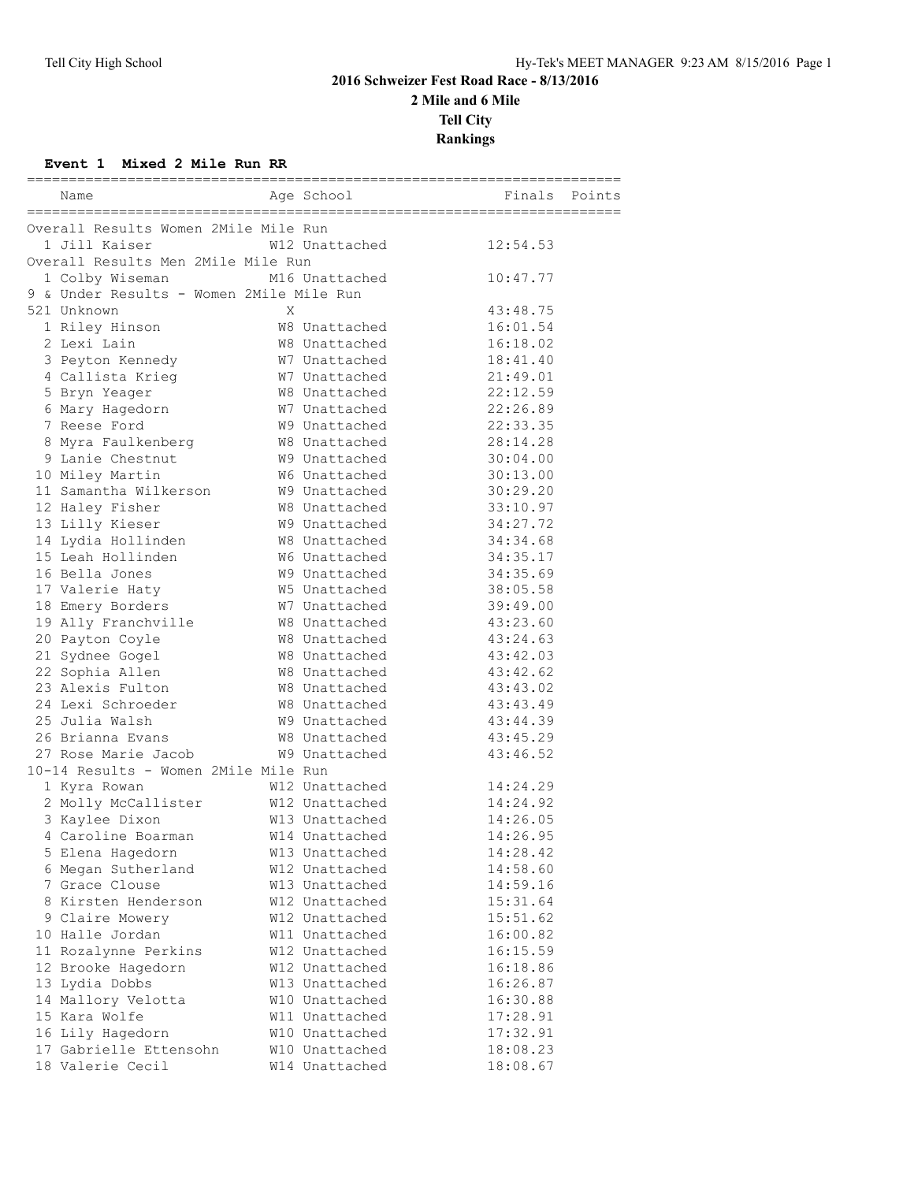# 2016 Schweizer Fest Road Race - 8/13/2016

## 2 Mile and 6 Mile

## Tell City

## Rankings

### Event 1 Mixed 2 Mile Run RR

| Name | Age | School | Finals | Points |
|---|---|---|---|---|
| **Overall Results Women 2Mile Mile Run** | | | | |
| 1 Jill Kaiser | W12 | Unattached | 12:54.53 | |
| **Overall Results Men 2Mile Mile Run** | | | | |
| 1 Colby Wiseman | M16 | Unattached | 10:47.77 | |
| **9 & Under Results - Women 2Mile Mile Run** | | | | |
| 521 Unknown | X | | 43:48.75 | |
| 1 Riley Hinson | W8 | Unattached | 16:01.54 | |
| 2 Lexi Lain | W8 | Unattached | 16:18.02 | |
| 3 Peyton Kennedy | W7 | Unattached | 18:41.40 | |
| 4 Callista Krieg | W7 | Unattached | 21:49.01 | |
| 5 Bryn Yeager | W8 | Unattached | 22:12.59 | |
| 6 Mary Hagedorn | W7 | Unattached | 22:26.89 | |
| 7 Reese Ford | W9 | Unattached | 22:33.35 | |
| 8 Myra Faulkenberg | W8 | Unattached | 28:14.28 | |
| 9 Lanie Chestnut | W9 | Unattached | 30:04.00 | |
| 10 Miley Martin | W6 | Unattached | 30:13.00 | |
| 11 Samantha Wilkerson | W9 | Unattached | 30:29.20 | |
| 12 Haley Fisher | W8 | Unattached | 33:10.97 | |
| 13 Lilly Kieser | W9 | Unattached | 34:27.72 | |
| 14 Lydia Hollinden | W8 | Unattached | 34:34.68 | |
| 15 Leah Hollinden | W6 | Unattached | 34:35.17 | |
| 16 Bella Jones | W9 | Unattached | 34:35.69 | |
| 17 Valerie Haty | W5 | Unattached | 38:05.58 | |
| 18 Emery Borders | W7 | Unattached | 39:49.00 | |
| 19 Ally Franchville | W8 | Unattached | 43:23.60 | |
| 20 Payton Coyle | W8 | Unattached | 43:24.63 | |
| 21 Sydnee Gogel | W8 | Unattached | 43:42.03 | |
| 22 Sophia Allen | W8 | Unattached | 43:42.62 | |
| 23 Alexis Fulton | W8 | Unattached | 43:43.02 | |
| 24 Lexi Schroeder | W8 | Unattached | 43:43.49 | |
| 25 Julia Walsh | W9 | Unattached | 43:44.39 | |
| 26 Brianna Evans | W8 | Unattached | 43:45.29 | |
| 27 Rose Marie Jacob | W9 | Unattached | 43:46.52 | |
| **10-14 Results - Women 2Mile Mile Run** | | | | |
| 1 Kyra Rowan | W12 | Unattached | 14:24.29 | |
| 2 Molly McCallister | W12 | Unattached | 14:24.92 | |
| 3 Kaylee Dixon | W13 | Unattached | 14:26.05 | |
| 4 Caroline Boarman | W14 | Unattached | 14:26.95 | |
| 5 Elena Hagedorn | W13 | Unattached | 14:28.42 | |
| 6 Megan Sutherland | W12 | Unattached | 14:58.60 | |
| 7 Grace Clouse | W13 | Unattached | 14:59.16 | |
| 8 Kirsten Henderson | W12 | Unattached | 15:31.64 | |
| 9 Claire Mowery | W12 | Unattached | 15:51.62 | |
| 10 Halle Jordan | W11 | Unattached | 16:00.82 | |
| 11 Rozalynne Perkins | W12 | Unattached | 16:15.59 | |
| 12 Brooke Hagedorn | W12 | Unattached | 16:18.86 | |
| 13 Lydia Dobbs | W13 | Unattached | 16:26.87 | |
| 14 Mallory Velotta | W10 | Unattached | 16:30.88 | |
| 15 Kara Wolfe | W11 | Unattached | 17:28.91 | |
| 16 Lily Hagedorn | W10 | Unattached | 17:32.91 | |
| 17 Gabrielle Ettensohn | W10 | Unattached | 18:08.23 | |
| 18 Valerie Cecil | W14 | Unattached | 18:08.67 | |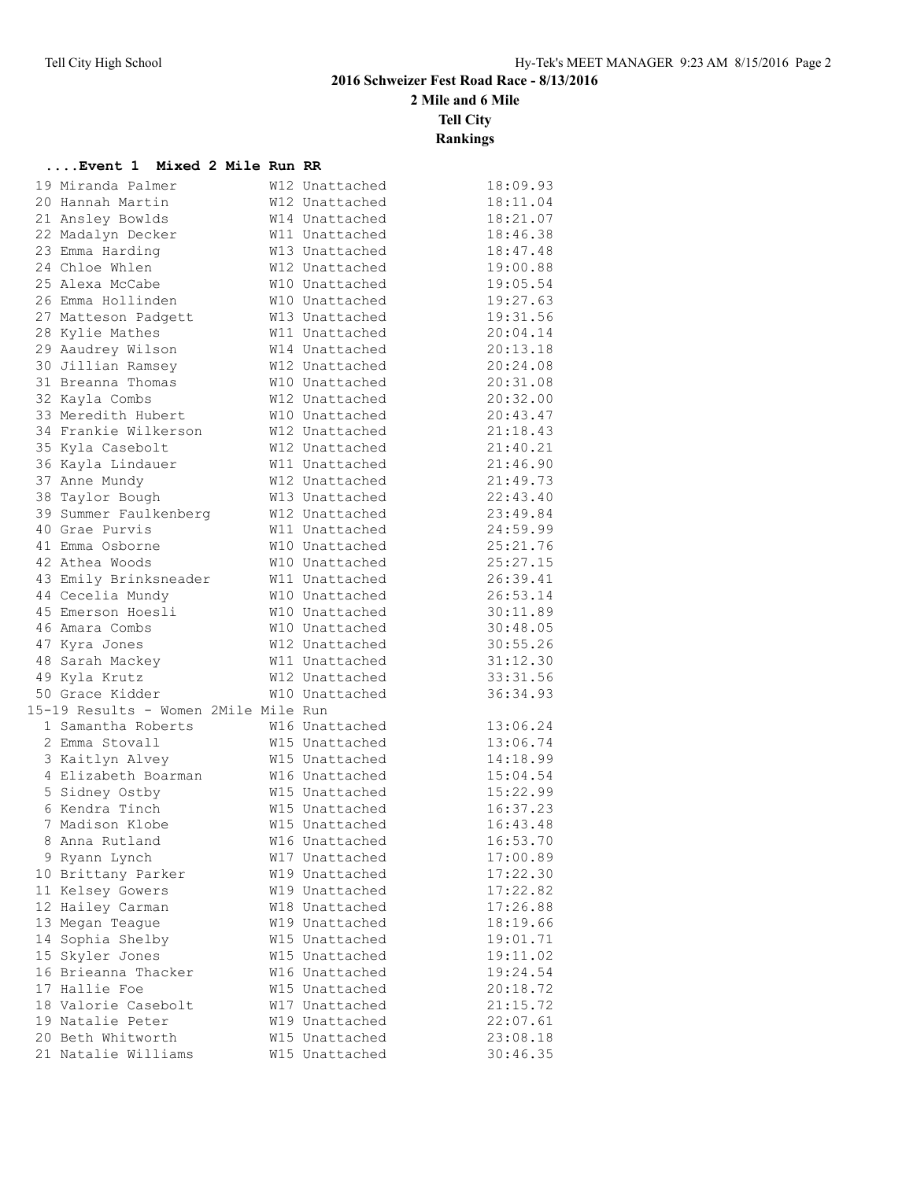## 2016 Schweizer Fest Road Race - 8/13/2016

**2 Mile and 6 Mile**

**Tell City**

**Rankings**

### ....Event 1 Mixed 2 Mile Run RR

| Place | Name | Age | Team | Time |
|---|---|---|---|---|
| 19 | Miranda Palmer | W12 | Unattached | 18:09.93 |
| 20 | Hannah Martin | W12 | Unattached | 18:11.04 |
| 21 | Ansley Bowlds | W14 | Unattached | 18:21.07 |
| 22 | Madalyn Decker | W11 | Unattached | 18:46.38 |
| 23 | Emma Harding | W13 | Unattached | 18:47.48 |
| 24 | Chloe Whlen | W12 | Unattached | 19:00.88 |
| 25 | Alexa McCabe | W10 | Unattached | 19:05.54 |
| 26 | Emma Hollinden | W10 | Unattached | 19:27.63 |
| 27 | Matteson Padgett | W13 | Unattached | 19:31.56 |
| 28 | Kylie Mathes | W11 | Unattached | 20:04.14 |
| 29 | Aaudrey Wilson | W14 | Unattached | 20:13.18 |
| 30 | Jillian Ramsey | W12 | Unattached | 20:24.08 |
| 31 | Breanna Thomas | W10 | Unattached | 20:31.08 |
| 32 | Kayla Combs | W12 | Unattached | 20:32.00 |
| 33 | Meredith Hubert | W10 | Unattached | 20:43.47 |
| 34 | Frankie Wilkerson | W12 | Unattached | 21:18.43 |
| 35 | Kyla Casebolt | W12 | Unattached | 21:40.21 |
| 36 | Kayla Lindauer | W11 | Unattached | 21:46.90 |
| 37 | Anne Mundy | W12 | Unattached | 21:49.73 |
| 38 | Taylor Bough | W13 | Unattached | 22:43.40 |
| 39 | Summer Faulkenberg | W12 | Unattached | 23:49.84 |
| 40 | Grae Purvis | W11 | Unattached | 24:59.99 |
| 41 | Emma Osborne | W10 | Unattached | 25:21.76 |
| 42 | Athea Woods | W10 | Unattached | 25:27.15 |
| 43 | Emily Brinksneader | W11 | Unattached | 26:39.41 |
| 44 | Cecelia Mundy | W10 | Unattached | 26:53.14 |
| 45 | Emerson Hoesli | W10 | Unattached | 30:11.89 |
| 46 | Amara Combs | W10 | Unattached | 30:48.05 |
| 47 | Kyra Jones | W12 | Unattached | 30:55.26 |
| 48 | Sarah Mackey | W11 | Unattached | 31:12.30 |
| 49 | Kyla Krutz | W12 | Unattached | 33:31.56 |
| 50 | Grace Kidder | W10 | Unattached | 36:34.93 |

### 15-19 Results - Women 2Mile Mile Run

| Place | Name | Age | Team | Time |
|---|---|---|---|---|
| 1 | Samantha Roberts | W16 | Unattached | 13:06.24 |
| 2 | Emma Stovall | W15 | Unattached | 13:06.74 |
| 3 | Kaitlyn Alvey | W15 | Unattached | 14:18.99 |
| 4 | Elizabeth Boarman | W16 | Unattached | 15:04.54 |
| 5 | Sidney Ostby | W15 | Unattached | 15:22.99 |
| 6 | Kendra Tinch | W15 | Unattached | 16:37.23 |
| 7 | Madison Klobe | W15 | Unattached | 16:43.48 |
| 8 | Anna Rutland | W16 | Unattached | 16:53.70 |
| 9 | Ryann Lynch | W17 | Unattached | 17:00.89 |
| 10 | Brittany Parker | W19 | Unattached | 17:22.30 |
| 11 | Kelsey Gowers | W19 | Unattached | 17:22.82 |
| 12 | Hailey Carman | W18 | Unattached | 17:26.88 |
| 13 | Megan Teague | W19 | Unattached | 18:19.66 |
| 14 | Sophia Shelby | W15 | Unattached | 19:01.71 |
| 15 | Skyler Jones | W15 | Unattached | 19:11.02 |
| 16 | Brieanna Thacker | W16 | Unattached | 19:24.54 |
| 17 | Hallie Foe | W15 | Unattached | 20:18.72 |
| 18 | Valorie Casebolt | W17 | Unattached | 21:15.72 |
| 19 | Natalie Peter | W19 | Unattached | 22:07.61 |
| 20 | Beth Whitworth | W15 | Unattached | 23:08.18 |
| 21 | Natalie Williams | W15 | Unattached | 30:46.35 |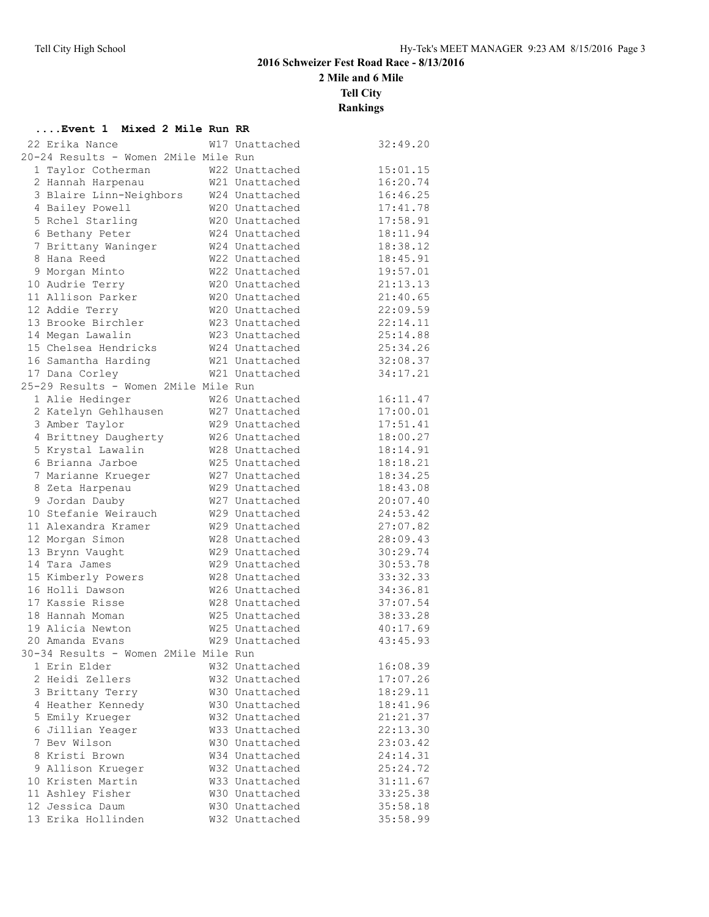**2016 Schweizer Fest Road Race - 8/13/2016**
**2 Mile and 6 Mile**
**Tell City**
**Rankings**

### ....Event 1 Mixed 2 Mile Run RR

| Place | Name | Age | Team | Time |
|---|---|---|---|---|
| 22 | Erika Nance | W17 | Unattached | 32:49.20 |

**20-24 Results - Women 2Mile Mile Run**

| Place | Name | Age | Team | Time |
|---|---|---|---|---|
| 1 | Taylor Cotherman | W22 | Unattached | 15:01.15 |
| 2 | Hannah Harpenau | W21 | Unattached | 16:20.74 |
| 3 | Blaire Linn-Neighbors | W24 | Unattached | 16:46.25 |
| 4 | Bailey Powell | W20 | Unattached | 17:41.78 |
| 5 | Rchel Starling | W20 | Unattached | 17:58.91 |
| 6 | Bethany Peter | W24 | Unattached | 18:11.94 |
| 7 | Brittany Waninger | W24 | Unattached | 18:38.12 |
| 8 | Hana Reed | W22 | Unattached | 18:45.91 |
| 9 | Morgan Minto | W22 | Unattached | 19:57.01 |
| 10 | Audrie Terry | W20 | Unattached | 21:13.13 |
| 11 | Allison Parker | W20 | Unattached | 21:40.65 |
| 12 | Addie Terry | W20 | Unattached | 22:09.59 |
| 13 | Brooke Birchler | W23 | Unattached | 22:14.11 |
| 14 | Megan Lawalin | W23 | Unattached | 25:14.88 |
| 15 | Chelsea Hendricks | W24 | Unattached | 25:34.26 |
| 16 | Samantha Harding | W21 | Unattached | 32:08.37 |
| 17 | Dana Corley | W21 | Unattached | 34:17.21 |

**25-29 Results - Women 2Mile Mile Run**

| Place | Name | Age | Team | Time |
|---|---|---|---|---|
| 1 | Alie Hedinger | W26 | Unattached | 16:11.47 |
| 2 | Katelyn Gehlhausen | W27 | Unattached | 17:00.01 |
| 3 | Amber Taylor | W29 | Unattached | 17:51.41 |
| 4 | Brittney Daugherty | W26 | Unattached | 18:00.27 |
| 5 | Krystal Lawalin | W28 | Unattached | 18:14.91 |
| 6 | Brianna Jarboe | W25 | Unattached | 18:18.21 |
| 7 | Marianne Krueger | W27 | Unattached | 18:34.25 |
| 8 | Zeta Harpenau | W29 | Unattached | 18:43.08 |
| 9 | Jordan Dauby | W27 | Unattached | 20:07.40 |
| 10 | Stefanie Weirauch | W29 | Unattached | 24:53.42 |
| 11 | Alexandra Kramer | W29 | Unattached | 27:07.82 |
| 12 | Morgan Simon | W28 | Unattached | 28:09.43 |
| 13 | Brynn Vaught | W29 | Unattached | 30:29.74 |
| 14 | Tara James | W29 | Unattached | 30:53.78 |
| 15 | Kimberly Powers | W28 | Unattached | 33:32.33 |
| 16 | Holli Dawson | W26 | Unattached | 34:36.81 |
| 17 | Kassie Risse | W28 | Unattached | 37:07.54 |
| 18 | Hannah Moman | W25 | Unattached | 38:33.28 |
| 19 | Alicia Newton | W25 | Unattached | 40:17.69 |
| 20 | Amanda Evans | W29 | Unattached | 43:45.93 |

**30-34 Results - Women 2Mile Mile Run**

| Place | Name | Age | Team | Time |
|---|---|---|---|---|
| 1 | Erin Elder | W32 | Unattached | 16:08.39 |
| 2 | Heidi Zellers | W32 | Unattached | 17:07.26 |
| 3 | Brittany Terry | W30 | Unattached | 18:29.11 |
| 4 | Heather Kennedy | W30 | Unattached | 18:41.96 |
| 5 | Emily Krueger | W32 | Unattached | 21:21.37 |
| 6 | Jillian Yeager | W33 | Unattached | 22:13.30 |
| 7 | Bev Wilson | W30 | Unattached | 23:03.42 |
| 8 | Kristi Brown | W34 | Unattached | 24:14.31 |
| 9 | Allison Krueger | W32 | Unattached | 25:24.72 |
| 10 | Kristen Martin | W33 | Unattached | 31:11.67 |
| 11 | Ashley Fisher | W30 | Unattached | 33:25.38 |
| 12 | Jessica Daum | W30 | Unattached | 35:58.18 |
| 13 | Erika Hollinden | W32 | Unattached | 35:58.99 |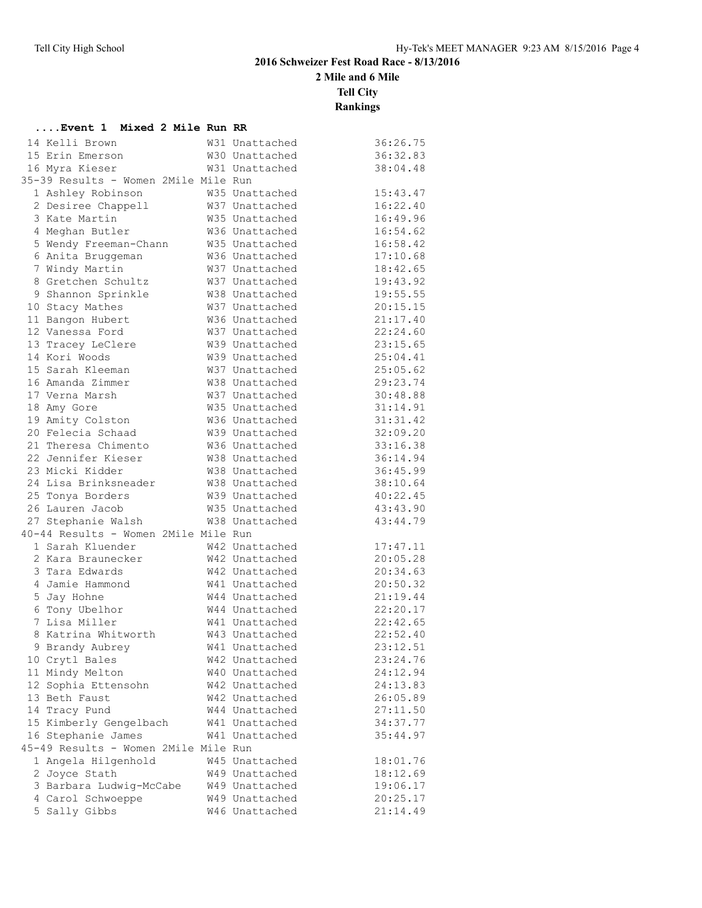## 2016 Schweizer Fest Road Race - 8/13/2016

### 2 Mile and 6 Mile

### Tell City

### Rankings

#### ....Event 1 Mixed 2 Mile Run RR

| Place | Name | Age | Team | Time |
|---|---|---|---|---|
| 14 | Kelli Brown | W31 | Unattached | 36:26.75 |
| 15 | Erin Emerson | W30 | Unattached | 36:32.83 |
| 16 | Myra Kieser | W31 | Unattached | 38:04.48 |

35-39 Results - Women 2Mile Mile Run

| Place | Name | Age | Team | Time |
|---|---|---|---|---|
| 1 | Ashley Robinson | W35 | Unattached | 15:43.47 |
| 2 | Desiree Chappell | W37 | Unattached | 16:22.40 |
| 3 | Kate Martin | W35 | Unattached | 16:49.96 |
| 4 | Meghan Butler | W36 | Unattached | 16:54.62 |
| 5 | Wendy Freeman-Chann | W35 | Unattached | 16:58.42 |
| 6 | Anita Bruggeman | W36 | Unattached | 17:10.68 |
| 7 | Windy Martin | W37 | Unattached | 18:42.65 |
| 8 | Gretchen Schultz | W37 | Unattached | 19:43.92 |
| 9 | Shannon Sprinkle | W38 | Unattached | 19:55.55 |
| 10 | Stacy Mathes | W37 | Unattached | 20:15.15 |
| 11 | Bangon Hubert | W36 | Unattached | 21:17.40 |
| 12 | Vanessa Ford | W37 | Unattached | 22:24.60 |
| 13 | Tracey LeClere | W39 | Unattached | 23:15.65 |
| 14 | Kori Woods | W39 | Unattached | 25:04.41 |
| 15 | Sarah Kleeman | W37 | Unattached | 25:05.62 |
| 16 | Amanda Zimmer | W38 | Unattached | 29:23.74 |
| 17 | Verna Marsh | W37 | Unattached | 30:48.88 |
| 18 | Amy Gore | W35 | Unattached | 31:14.91 |
| 19 | Amity Colston | W36 | Unattached | 31:31.42 |
| 20 | Felecia Schaad | W39 | Unattached | 32:09.20 |
| 21 | Theresa Chimento | W36 | Unattached | 33:16.38 |
| 22 | Jennifer Kieser | W38 | Unattached | 36:14.94 |
| 23 | Micki Kidder | W38 | Unattached | 36:45.99 |
| 24 | Lisa Brinksneader | W38 | Unattached | 38:10.64 |
| 25 | Tonya Borders | W39 | Unattached | 40:22.45 |
| 26 | Lauren Jacob | W35 | Unattached | 43:43.90 |
| 27 | Stephanie Walsh | W38 | Unattached | 43:44.79 |

40-44 Results - Women 2Mile Mile Run

| Place | Name | Age | Team | Time |
|---|---|---|---|---|
| 1 | Sarah Kluender | W42 | Unattached | 17:47.11 |
| 2 | Kara Braunecker | W42 | Unattached | 20:05.28 |
| 3 | Tara Edwards | W42 | Unattached | 20:34.63 |
| 4 | Jamie Hammond | W41 | Unattached | 20:50.32 |
| 5 | Jay Hohne | W44 | Unattached | 21:19.44 |
| 6 | Tony Ubelhor | W44 | Unattached | 22:20.17 |
| 7 | Lisa Miller | W41 | Unattached | 22:42.65 |
| 8 | Katrina Whitworth | W43 | Unattached | 22:52.40 |
| 9 | Brandy Aubrey | W41 | Unattached | 23:12.51 |
| 10 | Crytl Bales | W42 | Unattached | 23:24.76 |
| 11 | Mindy Melton | W40 | Unattached | 24:12.94 |
| 12 | Sophia Ettensohn | W42 | Unattached | 24:13.83 |
| 13 | Beth Faust | W42 | Unattached | 26:05.89 |
| 14 | Tracy Pund | W44 | Unattached | 27:11.50 |
| 15 | Kimberly Gengelbach | W41 | Unattached | 34:37.77 |
| 16 | Stephanie James | W41 | Unattached | 35:44.97 |

45-49 Results - Women 2Mile Mile Run

| Place | Name | Age | Team | Time |
|---|---|---|---|---|
| 1 | Angela Hilgenhold | W45 | Unattached | 18:01.76 |
| 2 | Joyce Stath | W49 | Unattached | 18:12.69 |
| 3 | Barbara Ludwig-McCabe | W49 | Unattached | 19:06.17 |
| 4 | Carol Schwoeppe | W49 | Unattached | 20:25.17 |
| 5 | Sally Gibbs | W46 | Unattached | 21:14.49 |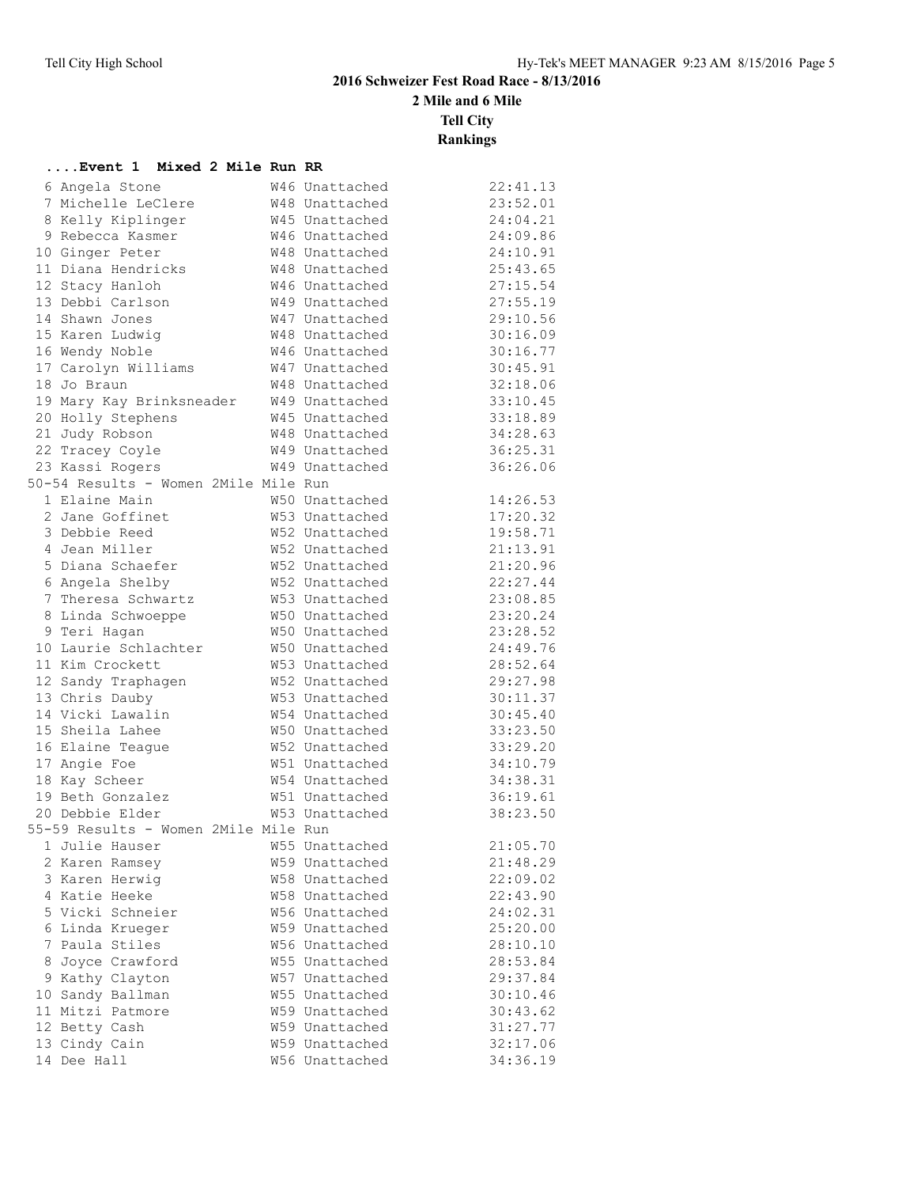# 2016 Schweizer Fest Road Race - 8/13/2016

## 2 Mile and 6 Mile

## Tell City

## Rankings

### ....Event 1 Mixed 2 Mile Run RR

| Place | Name | Age | Team | Time |
|---|---|---|---|---|
| 6 | Angela Stone | W46 | Unattached | 22:41.13 |
| 7 | Michelle LeClere | W48 | Unattached | 23:52.01 |
| 8 | Kelly Kiplinger | W45 | Unattached | 24:04.21 |
| 9 | Rebecca Kasmer | W46 | Unattached | 24:09.86 |
| 10 | Ginger Peter | W48 | Unattached | 24:10.91 |
| 11 | Diana Hendricks | W48 | Unattached | 25:43.65 |
| 12 | Stacy Hanloh | W46 | Unattached | 27:15.54 |
| 13 | Debbi Carlson | W49 | Unattached | 27:55.19 |
| 14 | Shawn Jones | W47 | Unattached | 29:10.56 |
| 15 | Karen Ludwig | W48 | Unattached | 30:16.09 |
| 16 | Wendy Noble | W46 | Unattached | 30:16.77 |
| 17 | Carolyn Williams | W47 | Unattached | 30:45.91 |
| 18 | Jo Braun | W48 | Unattached | 32:18.06 |
| 19 | Mary Kay Brinksneader | W49 | Unattached | 33:10.45 |
| 20 | Holly Stephens | W45 | Unattached | 33:18.89 |
| 21 | Judy Robson | W48 | Unattached | 34:28.63 |
| 22 | Tracey Coyle | W49 | Unattached | 36:25.31 |
| 23 | Kassi Rogers | W49 | Unattached | 36:26.06 |

50-54 Results - Women 2Mile Mile Run

| Place | Name | Age | Team | Time |
|---|---|---|---|---|
| 1 | Elaine Main | W50 | Unattached | 14:26.53 |
| 2 | Jane Goffinet | W53 | Unattached | 17:20.32 |
| 3 | Debbie Reed | W52 | Unattached | 19:58.71 |
| 4 | Jean Miller | W52 | Unattached | 21:13.91 |
| 5 | Diana Schaefer | W52 | Unattached | 21:20.96 |
| 6 | Angela Shelby | W52 | Unattached | 22:27.44 |
| 7 | Theresa Schwartz | W53 | Unattached | 23:08.85 |
| 8 | Linda Schwoeppe | W50 | Unattached | 23:20.24 |
| 9 | Teri Hagan | W50 | Unattached | 23:28.52 |
| 10 | Laurie Schlachter | W50 | Unattached | 24:49.76 |
| 11 | Kim Crockett | W53 | Unattached | 28:52.64 |
| 12 | Sandy Traphagen | W52 | Unattached | 29:27.98 |
| 13 | Chris Dauby | W53 | Unattached | 30:11.37 |
| 14 | Vicki Lawalin | W54 | Unattached | 30:45.40 |
| 15 | Sheila Lahee | W50 | Unattached | 33:23.50 |
| 16 | Elaine Teague | W52 | Unattached | 33:29.20 |
| 17 | Angie Foe | W51 | Unattached | 34:10.79 |
| 18 | Kay Scheer | W54 | Unattached | 34:38.31 |
| 19 | Beth Gonzalez | W51 | Unattached | 36:19.61 |
| 20 | Debbie Elder | W53 | Unattached | 38:23.50 |

55-59 Results - Women 2Mile Mile Run

| Place | Name | Age | Team | Time |
|---|---|---|---|---|
| 1 | Julie Hauser | W55 | Unattached | 21:05.70 |
| 2 | Karen Ramsey | W59 | Unattached | 21:48.29 |
| 3 | Karen Herwig | W58 | Unattached | 22:09.02 |
| 4 | Katie Heeke | W58 | Unattached | 22:43.90 |
| 5 | Vicki Schneier | W56 | Unattached | 24:02.31 |
| 6 | Linda Krueger | W59 | Unattached | 25:20.00 |
| 7 | Paula Stiles | W56 | Unattached | 28:10.10 |
| 8 | Joyce Crawford | W55 | Unattached | 28:53.84 |
| 9 | Kathy Clayton | W57 | Unattached | 29:37.84 |
| 10 | Sandy Ballman | W55 | Unattached | 30:10.46 |
| 11 | Mitzi Patmore | W59 | Unattached | 30:43.62 |
| 12 | Betty Cash | W59 | Unattached | 31:27.77 |
| 13 | Cindy Cain | W59 | Unattached | 32:17.06 |
| 14 | Dee Hall | W56 | Unattached | 34:36.19 |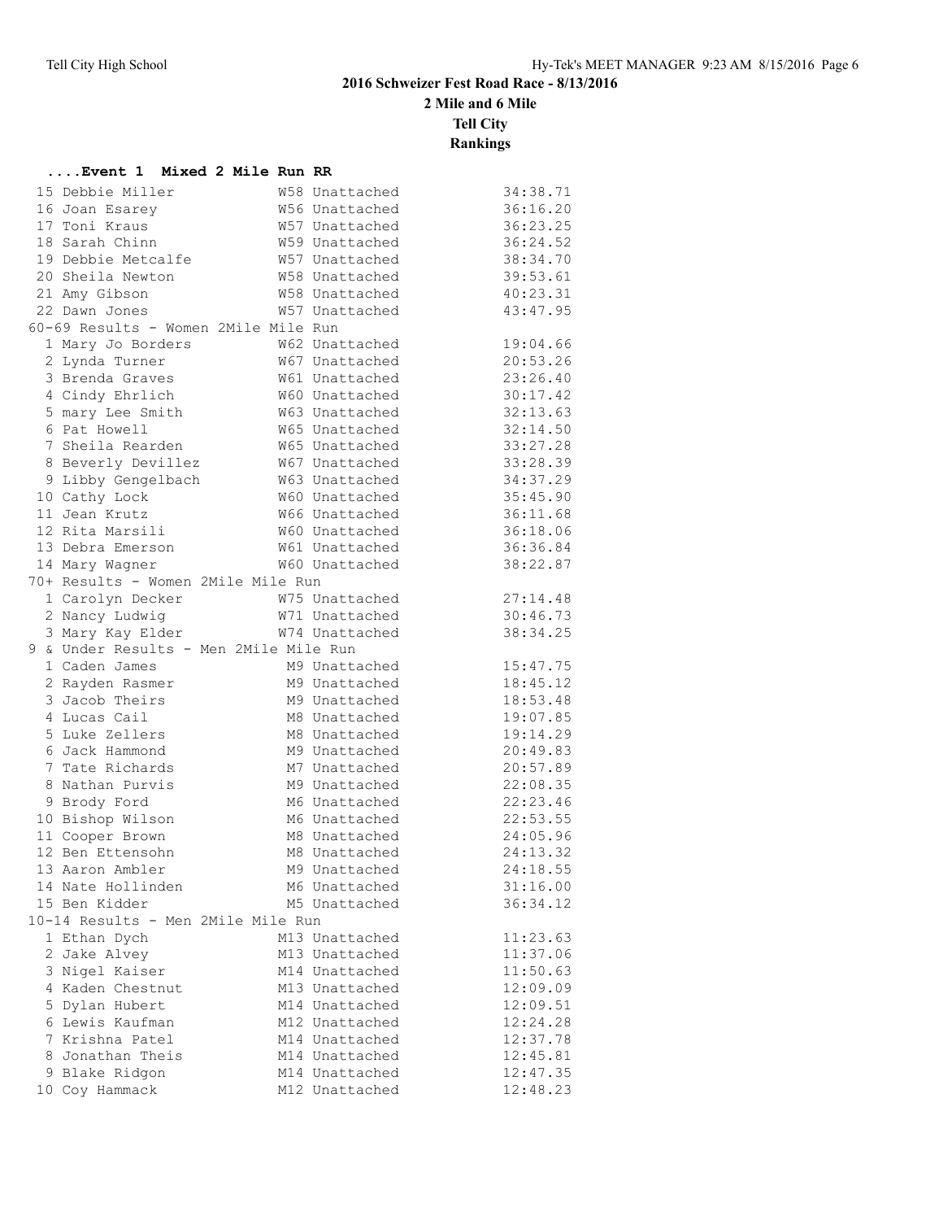**2016 Schweizer Fest Road Race - 8/13/2016**

**2 Mile and 6 Mile**

**Tell City**

**Rankings**

### ....Event 1 Mixed 2 Mile Run RR

| Place | Name | Age | Team | Time |
|---|---|---|---|---|
| 15 | Debbie Miller | W58 | Unattached | 34:38.71 |
| 16 | Joan Esarey | W56 | Unattached | 36:16.20 |
| 17 | Toni Kraus | W57 | Unattached | 36:23.25 |
| 18 | Sarah Chinn | W59 | Unattached | 36:24.52 |
| 19 | Debbie Metcalfe | W57 | Unattached | 38:34.70 |
| 20 | Sheila Newton | W58 | Unattached | 39:53.61 |
| 21 | Amy Gibson | W58 | Unattached | 40:23.31 |
| 22 | Dawn Jones | W57 | Unattached | 43:47.95 |

60-69 Results - Women 2Mile Mile Run

| Place | Name | Age | Team | Time |
|---|---|---|---|---|
| 1 | Mary Jo Borders | W62 | Unattached | 19:04.66 |
| 2 | Lynda Turner | W67 | Unattached | 20:53.26 |
| 3 | Brenda Graves | W61 | Unattached | 23:26.40 |
| 4 | Cindy Ehrlich | W60 | Unattached | 30:17.42 |
| 5 | mary Lee Smith | W63 | Unattached | 32:13.63 |
| 6 | Pat Howell | W65 | Unattached | 32:14.50 |
| 7 | Sheila Rearden | W65 | Unattached | 33:27.28 |
| 8 | Beverly Devillez | W67 | Unattached | 33:28.39 |
| 9 | Libby Gengelbach | W63 | Unattached | 34:37.29 |
| 10 | Cathy Lock | W60 | Unattached | 35:45.90 |
| 11 | Jean Krutz | W66 | Unattached | 36:11.68 |
| 12 | Rita Marsili | W60 | Unattached | 36:18.06 |
| 13 | Debra Emerson | W61 | Unattached | 36:36.84 |
| 14 | Mary Wagner | W60 | Unattached | 38:22.87 |

70+ Results - Women 2Mile Mile Run

| Place | Name | Age | Team | Time |
|---|---|---|---|---|
| 1 | Carolyn Decker | W75 | Unattached | 27:14.48 |
| 2 | Nancy Ludwig | W71 | Unattached | 30:46.73 |
| 3 | Mary Kay Elder | W74 | Unattached | 38:34.25 |

9 & Under Results - Men 2Mile Mile Run

| Place | Name | Age | Team | Time |
|---|---|---|---|---|
| 1 | Caden James | M9 | Unattached | 15:47.75 |
| 2 | Rayden Rasmer | M9 | Unattached | 18:45.12 |
| 3 | Jacob Theirs | M9 | Unattached | 18:53.48 |
| 4 | Lucas Cail | M8 | Unattached | 19:07.85 |
| 5 | Luke Zellers | M8 | Unattached | 19:14.29 |
| 6 | Jack Hammond | M9 | Unattached | 20:49.83 |
| 7 | Tate Richards | M7 | Unattached | 20:57.89 |
| 8 | Nathan Purvis | M9 | Unattached | 22:08.35 |
| 9 | Brody Ford | M6 | Unattached | 22:23.46 |
| 10 | Bishop Wilson | M6 | Unattached | 22:53.55 |
| 11 | Cooper Brown | M8 | Unattached | 24:05.96 |
| 12 | Ben Ettensohn | M8 | Unattached | 24:13.32 |
| 13 | Aaron Ambler | M9 | Unattached | 24:18.55 |
| 14 | Nate Hollinden | M6 | Unattached | 31:16.00 |
| 15 | Ben Kidder | M5 | Unattached | 36:34.12 |

10-14 Results - Men 2Mile Mile Run

| Place | Name | Age | Team | Time |
|---|---|---|---|---|
| 1 | Ethan Dych | M13 | Unattached | 11:23.63 |
| 2 | Jake Alvey | M13 | Unattached | 11:37.06 |
| 3 | Nigel Kaiser | M14 | Unattached | 11:50.63 |
| 4 | Kaden Chestnut | M13 | Unattached | 12:09.09 |
| 5 | Dylan Hubert | M14 | Unattached | 12:09.51 |
| 6 | Lewis Kaufman | M12 | Unattached | 12:24.28 |
| 7 | Krishna Patel | M14 | Unattached | 12:37.78 |
| 8 | Jonathan Theis | M14 | Unattached | 12:45.81 |
| 9 | Blake Ridgon | M14 | Unattached | 12:47.35 |
| 10 | Coy Hammack | M12 | Unattached | 12:48.23 |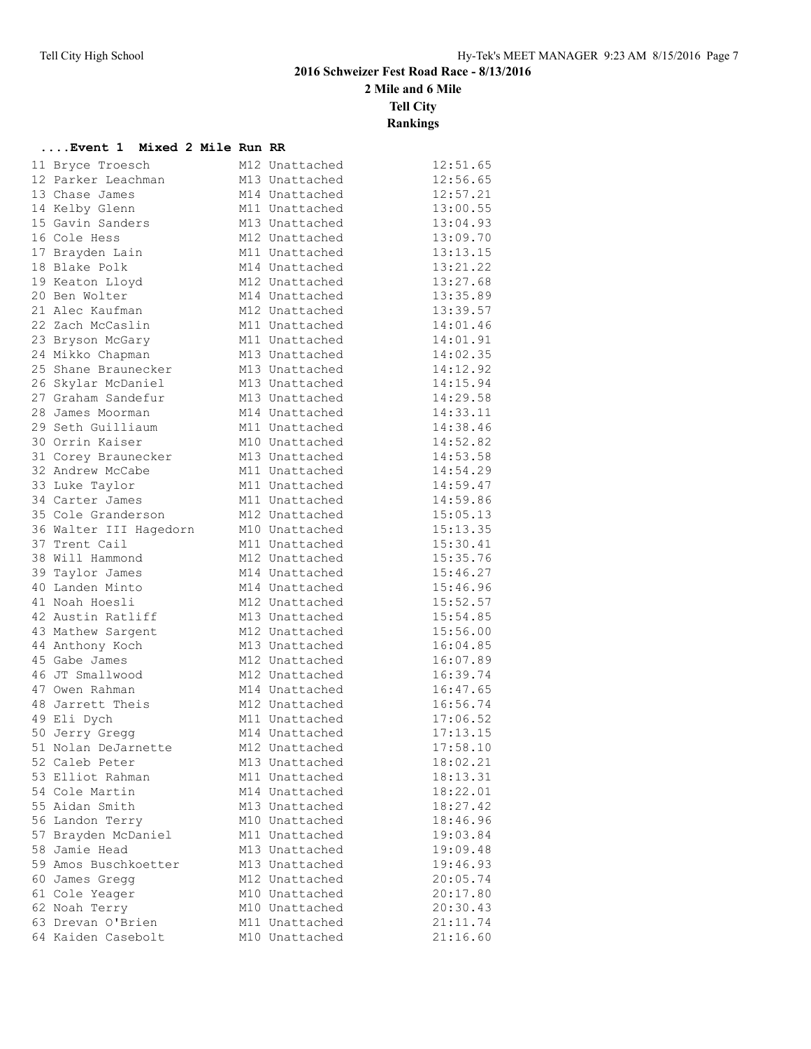**2016 Schweizer Fest Road Race - 8/13/2016**

**2 Mile and 6 Mile**

**Tell City**

**Rankings**

### ....Event 1 Mixed 2 Mile Run RR

| Place | Name | Age | Team | Time |
|---|---|---|---|---|
| 11 | Bryce Troesch | M12 | Unattached | 12:51.65 |
| 12 | Parker Leachman | M13 | Unattached | 12:56.65 |
| 13 | Chase James | M14 | Unattached | 12:57.21 |
| 14 | Kelby Glenn | M11 | Unattached | 13:00.55 |
| 15 | Gavin Sanders | M13 | Unattached | 13:04.93 |
| 16 | Cole Hess | M12 | Unattached | 13:09.70 |
| 17 | Brayden Lain | M11 | Unattached | 13:13.15 |
| 18 | Blake Polk | M14 | Unattached | 13:21.22 |
| 19 | Keaton Lloyd | M12 | Unattached | 13:27.68 |
| 20 | Ben Wolter | M14 | Unattached | 13:35.89 |
| 21 | Alec Kaufman | M12 | Unattached | 13:39.57 |
| 22 | Zach McCaslin | M11 | Unattached | 14:01.46 |
| 23 | Bryson McGary | M11 | Unattached | 14:01.91 |
| 24 | Mikko Chapman | M13 | Unattached | 14:02.35 |
| 25 | Shane Braunecker | M13 | Unattached | 14:12.92 |
| 26 | Skylar McDaniel | M13 | Unattached | 14:15.94 |
| 27 | Graham Sandefur | M13 | Unattached | 14:29.58 |
| 28 | James Moorman | M14 | Unattached | 14:33.11 |
| 29 | Seth Guilliaum | M11 | Unattached | 14:38.46 |
| 30 | Orrin Kaiser | M10 | Unattached | 14:52.82 |
| 31 | Corey Braunecker | M13 | Unattached | 14:53.58 |
| 32 | Andrew McCabe | M11 | Unattached | 14:54.29 |
| 33 | Luke Taylor | M11 | Unattached | 14:59.47 |
| 34 | Carter James | M11 | Unattached | 14:59.86 |
| 35 | Cole Granderson | M12 | Unattached | 15:05.13 |
| 36 | Walter III Hagedorn | M10 | Unattached | 15:13.35 |
| 37 | Trent Cail | M11 | Unattached | 15:30.41 |
| 38 | Will Hammond | M12 | Unattached | 15:35.76 |
| 39 | Taylor James | M14 | Unattached | 15:46.27 |
| 40 | Landen Minto | M14 | Unattached | 15:46.96 |
| 41 | Noah Hoesli | M12 | Unattached | 15:52.57 |
| 42 | Austin Ratliff | M13 | Unattached | 15:54.85 |
| 43 | Mathew Sargent | M12 | Unattached | 15:56.00 |
| 44 | Anthony Koch | M13 | Unattached | 16:04.85 |
| 45 | Gabe James | M12 | Unattached | 16:07.89 |
| 46 | JT Smallwood | M12 | Unattached | 16:39.74 |
| 47 | Owen Rahman | M14 | Unattached | 16:47.65 |
| 48 | Jarrett Theis | M12 | Unattached | 16:56.74 |
| 49 | Eli Dych | M11 | Unattached | 17:06.52 |
| 50 | Jerry Gregg | M14 | Unattached | 17:13.15 |
| 51 | Nolan DeJarnette | M12 | Unattached | 17:58.10 |
| 52 | Caleb Peter | M13 | Unattached | 18:02.21 |
| 53 | Elliot Rahman | M11 | Unattached | 18:13.31 |
| 54 | Cole Martin | M14 | Unattached | 18:22.01 |
| 55 | Aidan Smith | M13 | Unattached | 18:27.42 |
| 56 | Landon Terry | M10 | Unattached | 18:46.96 |
| 57 | Brayden McDaniel | M11 | Unattached | 19:03.84 |
| 58 | Jamie Head | M13 | Unattached | 19:09.48 |
| 59 | Amos Buschkoetter | M13 | Unattached | 19:46.93 |
| 60 | James Gregg | M12 | Unattached | 20:05.74 |
| 61 | Cole Yeager | M10 | Unattached | 20:17.80 |
| 62 | Noah Terry | M10 | Unattached | 20:30.43 |
| 63 | Drevan O'Brien | M11 | Unattached | 21:11.74 |
| 64 | Kaiden Casebolt | M10 | Unattached | 21:16.60 |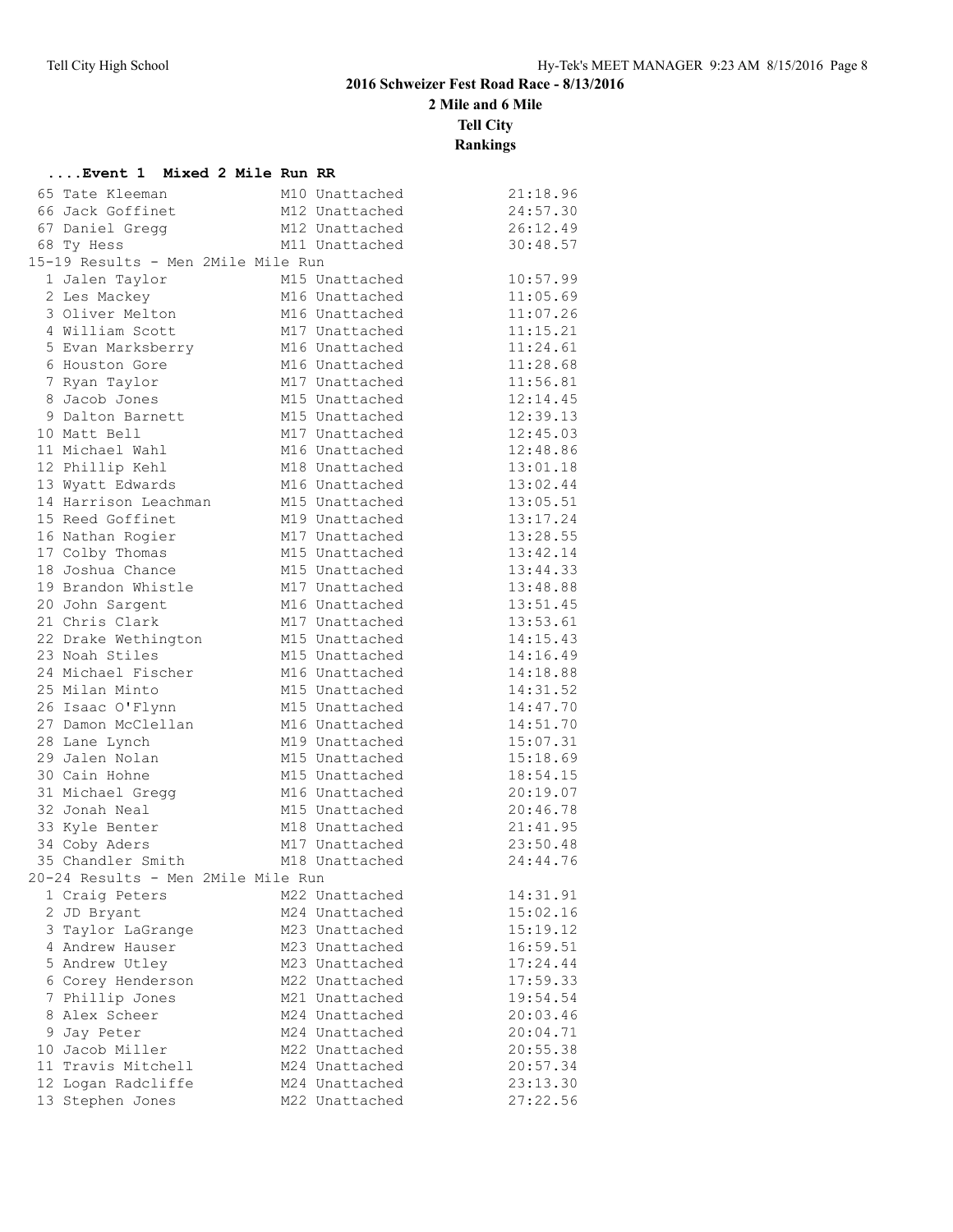# 2016 Schweizer Fest Road Race - 8/13/2016

## 2 Mile and 6 Mile

## Tell City

## Rankings

### ....Event 1 Mixed 2 Mile Run RR

| Place | Name | Age/Team | Time |
|---|---|---|---|
| 65 | Tate Kleeman | M10 Unattached | 21:18.96 |
| 66 | Jack Goffinet | M12 Unattached | 24:57.30 |
| 67 | Daniel Gregg | M12 Unattached | 26:12.49 |
| 68 | Ty Hess | M11 Unattached | 30:48.57 |

**15-19 Results - Men 2Mile Mile Run**

| Place | Name | Age/Team | Time |
|---|---|---|---|
| 1 | Jalen Taylor | M15 Unattached | 10:57.99 |
| 2 | Les Mackey | M16 Unattached | 11:05.69 |
| 3 | Oliver Melton | M16 Unattached | 11:07.26 |
| 4 | William Scott | M17 Unattached | 11:15.21 |
| 5 | Evan Marksberry | M16 Unattached | 11:24.61 |
| 6 | Houston Gore | M16 Unattached | 11:28.68 |
| 7 | Ryan Taylor | M17 Unattached | 11:56.81 |
| 8 | Jacob Jones | M15 Unattached | 12:14.45 |
| 9 | Dalton Barnett | M15 Unattached | 12:39.13 |
| 10 | Matt Bell | M17 Unattached | 12:45.03 |
| 11 | Michael Wahl | M16 Unattached | 12:48.86 |
| 12 | Phillip Kehl | M18 Unattached | 13:01.18 |
| 13 | Wyatt Edwards | M16 Unattached | 13:02.44 |
| 14 | Harrison Leachman | M15 Unattached | 13:05.51 |
| 15 | Reed Goffinet | M19 Unattached | 13:17.24 |
| 16 | Nathan Rogier | M17 Unattached | 13:28.55 |
| 17 | Colby Thomas | M15 Unattached | 13:42.14 |
| 18 | Joshua Chance | M15 Unattached | 13:44.33 |
| 19 | Brandon Whistle | M17 Unattached | 13:48.88 |
| 20 | John Sargent | M16 Unattached | 13:51.45 |
| 21 | Chris Clark | M17 Unattached | 13:53.61 |
| 22 | Drake Wethington | M15 Unattached | 14:15.43 |
| 23 | Noah Stiles | M15 Unattached | 14:16.49 |
| 24 | Michael Fischer | M16 Unattached | 14:18.88 |
| 25 | Milan Minto | M15 Unattached | 14:31.52 |
| 26 | Isaac O'Flynn | M15 Unattached | 14:47.70 |
| 27 | Damon McClellan | M16 Unattached | 14:51.70 |
| 28 | Lane Lynch | M19 Unattached | 15:07.31 |
| 29 | Jalen Nolan | M15 Unattached | 15:18.69 |
| 30 | Cain Hohne | M15 Unattached | 18:54.15 |
| 31 | Michael Gregg | M16 Unattached | 20:19.07 |
| 32 | Jonah Neal | M15 Unattached | 20:46.78 |
| 33 | Kyle Benter | M18 Unattached | 21:41.95 |
| 34 | Coby Aders | M17 Unattached | 23:50.48 |
| 35 | Chandler Smith | M18 Unattached | 24:44.76 |

**20-24 Results - Men 2Mile Mile Run**

| Place | Name | Age/Team | Time |
|---|---|---|---|
| 1 | Craig Peters | M22 Unattached | 14:31.91 |
| 2 | JD Bryant | M24 Unattached | 15:02.16 |
| 3 | Taylor LaGrange | M23 Unattached | 15:19.12 |
| 4 | Andrew Hauser | M23 Unattached | 16:59.51 |
| 5 | Andrew Utley | M23 Unattached | 17:24.44 |
| 6 | Corey Henderson | M22 Unattached | 17:59.33 |
| 7 | Phillip Jones | M21 Unattached | 19:54.54 |
| 8 | Alex Scheer | M24 Unattached | 20:03.46 |
| 9 | Jay Peter | M24 Unattached | 20:04.71 |
| 10 | Jacob Miller | M22 Unattached | 20:55.38 |
| 11 | Travis Mitchell | M24 Unattached | 20:57.34 |
| 12 | Logan Radcliffe | M24 Unattached | 23:13.30 |
| 13 | Stephen Jones | M22 Unattached | 27:22.56 |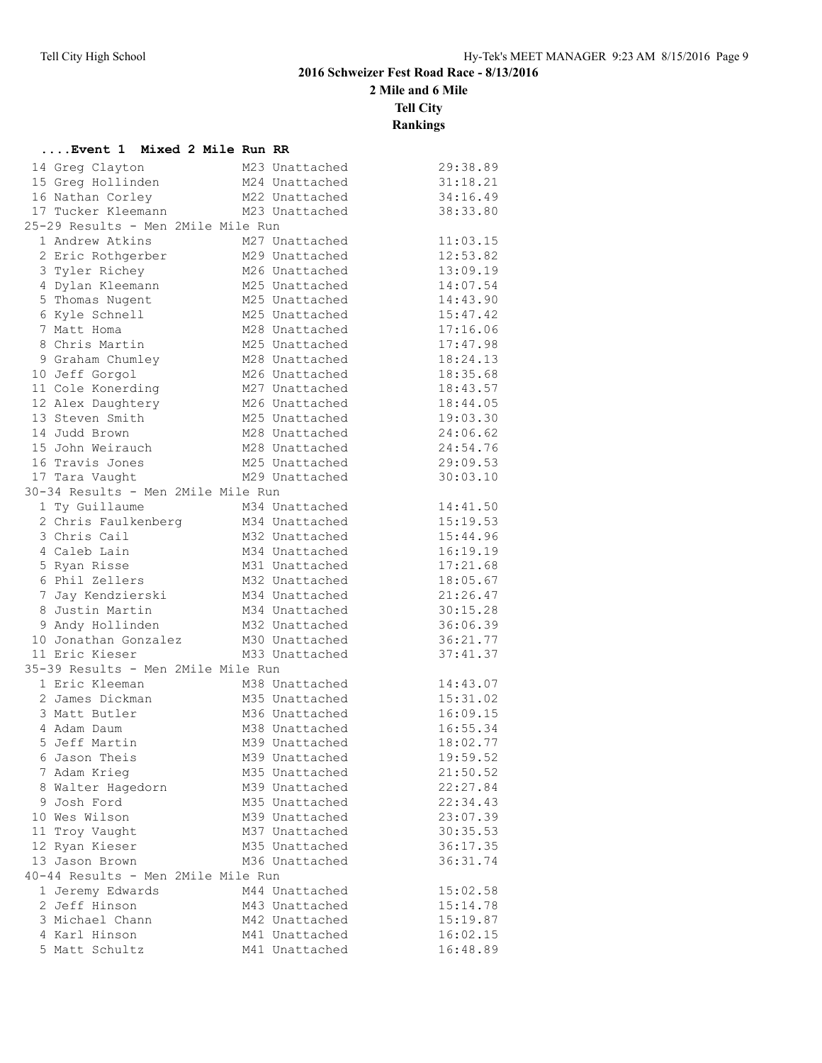## 2016 Schweizer Fest Road Race - 8/13/2016

**2 Mile and 6 Mile**

**Tell City**

**Rankings**

### ....Event 1 Mixed 2 Mile Run RR

| Place | Name | Age | Team | Time |
|---|---|---|---|---|
| 14 | Greg Clayton | M23 | Unattached | 29:38.89 |
| 15 | Greg Hollinden | M24 | Unattached | 31:18.21 |
| 16 | Nathan Corley | M22 | Unattached | 34:16.49 |
| 17 | Tucker Kleemann | M23 | Unattached | 38:33.80 |

25-29 Results - Men 2Mile Mile Run

| Place | Name | Age | Team | Time |
|---|---|---|---|---|
| 1 | Andrew Atkins | M27 | Unattached | 11:03.15 |
| 2 | Eric Rothgerber | M29 | Unattached | 12:53.82 |
| 3 | Tyler Richey | M26 | Unattached | 13:09.19 |
| 4 | Dylan Kleemann | M25 | Unattached | 14:07.54 |
| 5 | Thomas Nugent | M25 | Unattached | 14:43.90 |
| 6 | Kyle Schnell | M25 | Unattached | 15:47.42 |
| 7 | Matt Homa | M28 | Unattached | 17:16.06 |
| 8 | Chris Martin | M25 | Unattached | 17:47.98 |
| 9 | Graham Chumley | M28 | Unattached | 18:24.13 |
| 10 | Jeff Gorgol | M26 | Unattached | 18:35.68 |
| 11 | Cole Konerding | M27 | Unattached | 18:43.57 |
| 12 | Alex Daughtery | M26 | Unattached | 18:44.05 |
| 13 | Steven Smith | M25 | Unattached | 19:03.30 |
| 14 | Judd Brown | M28 | Unattached | 24:06.62 |
| 15 | John Weirauch | M28 | Unattached | 24:54.76 |
| 16 | Travis Jones | M25 | Unattached | 29:09.53 |
| 17 | Tara Vaught | M29 | Unattached | 30:03.10 |

30-34 Results - Men 2Mile Mile Run

| Place | Name | Age | Team | Time |
|---|---|---|---|---|
| 1 | Ty Guillaume | M34 | Unattached | 14:41.50 |
| 2 | Chris Faulkenberg | M34 | Unattached | 15:19.53 |
| 3 | Chris Cail | M32 | Unattached | 15:44.96 |
| 4 | Caleb Lain | M34 | Unattached | 16:19.19 |
| 5 | Ryan Risse | M31 | Unattached | 17:21.68 |
| 6 | Phil Zellers | M32 | Unattached | 18:05.67 |
| 7 | Jay Kendzierski | M34 | Unattached | 21:26.47 |
| 8 | Justin Martin | M34 | Unattached | 30:15.28 |
| 9 | Andy Hollinden | M32 | Unattached | 36:06.39 |
| 10 | Jonathan Gonzalez | M30 | Unattached | 36:21.77 |
| 11 | Eric Kieser | M33 | Unattached | 37:41.37 |

35-39 Results - Men 2Mile Mile Run

| Place | Name | Age | Team | Time |
|---|---|---|---|---|
| 1 | Eric Kleeman | M38 | Unattached | 14:43.07 |
| 2 | James Dickman | M35 | Unattached | 15:31.02 |
| 3 | Matt Butler | M36 | Unattached | 16:09.15 |
| 4 | Adam Daum | M38 | Unattached | 16:55.34 |
| 5 | Jeff Martin | M39 | Unattached | 18:02.77 |
| 6 | Jason Theis | M39 | Unattached | 19:59.52 |
| 7 | Adam Krieg | M35 | Unattached | 21:50.52 |
| 8 | Walter Hagedorn | M39 | Unattached | 22:27.84 |
| 9 | Josh Ford | M35 | Unattached | 22:34.43 |
| 10 | Wes Wilson | M39 | Unattached | 23:07.39 |
| 11 | Troy Vaught | M37 | Unattached | 30:35.53 |
| 12 | Ryan Kieser | M35 | Unattached | 36:17.35 |
| 13 | Jason Brown | M36 | Unattached | 36:31.74 |

40-44 Results - Men 2Mile Mile Run

| Place | Name | Age | Team | Time |
|---|---|---|---|---|
| 1 | Jeremy Edwards | M44 | Unattached | 15:02.58 |
| 2 | Jeff Hinson | M43 | Unattached | 15:14.78 |
| 3 | Michael Chann | M42 | Unattached | 15:19.87 |
| 4 | Karl Hinson | M41 | Unattached | 16:02.15 |
| 5 | Matt Schultz | M41 | Unattached | 16:48.89 |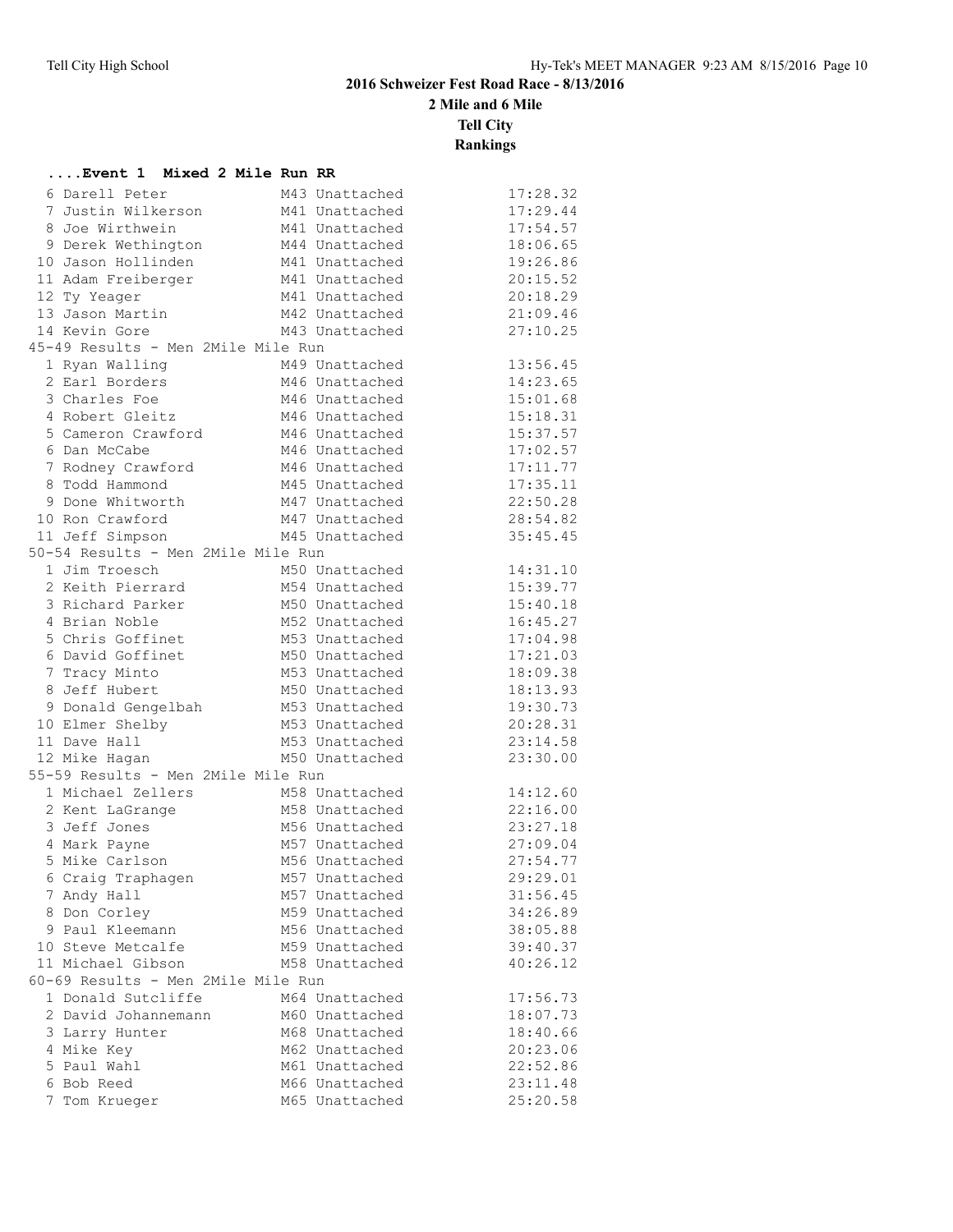# 2016 Schweizer Fest Road Race - 8/13/2016

## 2 Mile and 6 Mile

## Tell City

## Rankings

### ....Event 1 Mixed 2 Mile Run RR

| Place | Name | Age | Team | Time |
|---|---|---|---|---|
| 6 | Darell Peter | M43 | Unattached | 17:28.32 |
| 7 | Justin Wilkerson | M41 | Unattached | 17:29.44 |
| 8 | Joe Wirthwein | M41 | Unattached | 17:54.57 |
| 9 | Derek Wethington | M44 | Unattached | 18:06.65 |
| 10 | Jason Hollinden | M41 | Unattached | 19:26.86 |
| 11 | Adam Freiberger | M41 | Unattached | 20:15.52 |
| 12 | Ty Yeager | M41 | Unattached | 20:18.29 |
| 13 | Jason Martin | M42 | Unattached | 21:09.46 |
| 14 | Kevin Gore | M43 | Unattached | 27:10.25 |

45-49 Results - Men 2Mile Mile Run

| Place | Name | Age | Team | Time |
|---|---|---|---|---|
| 1 | Ryan Walling | M49 | Unattached | 13:56.45 |
| 2 | Earl Borders | M46 | Unattached | 14:23.65 |
| 3 | Charles Foe | M46 | Unattached | 15:01.68 |
| 4 | Robert Gleitz | M46 | Unattached | 15:18.31 |
| 5 | Cameron Crawford | M46 | Unattached | 15:37.57 |
| 6 | Dan McCabe | M46 | Unattached | 17:02.57 |
| 7 | Rodney Crawford | M46 | Unattached | 17:11.77 |
| 8 | Todd Hammond | M45 | Unattached | 17:35.11 |
| 9 | Done Whitworth | M47 | Unattached | 22:50.28 |
| 10 | Ron Crawford | M47 | Unattached | 28:54.82 |
| 11 | Jeff Simpson | M45 | Unattached | 35:45.45 |

50-54 Results - Men 2Mile Mile Run

| Place | Name | Age | Team | Time |
|---|---|---|---|---|
| 1 | Jim Troesch | M50 | Unattached | 14:31.10 |
| 2 | Keith Pierrard | M54 | Unattached | 15:39.77 |
| 3 | Richard Parker | M50 | Unattached | 15:40.18 |
| 4 | Brian Noble | M52 | Unattached | 16:45.27 |
| 5 | Chris Goffinet | M53 | Unattached | 17:04.98 |
| 6 | David Goffinet | M50 | Unattached | 17:21.03 |
| 7 | Tracy Minto | M53 | Unattached | 18:09.38 |
| 8 | Jeff Hubert | M50 | Unattached | 18:13.93 |
| 9 | Donald Gengelbah | M53 | Unattached | 19:30.73 |
| 10 | Elmer Shelby | M53 | Unattached | 20:28.31 |
| 11 | Dave Hall | M53 | Unattached | 23:14.58 |
| 12 | Mike Hagan | M50 | Unattached | 23:30.00 |

55-59 Results - Men 2Mile Mile Run

| Place | Name | Age | Team | Time |
|---|---|---|---|---|
| 1 | Michael Zellers | M58 | Unattached | 14:12.60 |
| 2 | Kent LaGrange | M58 | Unattached | 22:16.00 |
| 3 | Jeff Jones | M56 | Unattached | 23:27.18 |
| 4 | Mark Payne | M57 | Unattached | 27:09.04 |
| 5 | Mike Carlson | M56 | Unattached | 27:54.77 |
| 6 | Craig Traphagen | M57 | Unattached | 29:29.01 |
| 7 | Andy Hall | M57 | Unattached | 31:56.45 |
| 8 | Don Corley | M59 | Unattached | 34:26.89 |
| 9 | Paul Kleemann | M56 | Unattached | 38:05.88 |
| 10 | Steve Metcalfe | M59 | Unattached | 39:40.37 |
| 11 | Michael Gibson | M58 | Unattached | 40:26.12 |

60-69 Results - Men 2Mile Mile Run

| Place | Name | Age | Team | Time |
|---|---|---|---|---|
| 1 | Donald Sutcliffe | M64 | Unattached | 17:56.73 |
| 2 | David Johannemann | M60 | Unattached | 18:07.73 |
| 3 | Larry Hunter | M68 | Unattached | 18:40.66 |
| 4 | Mike Key | M62 | Unattached | 20:23.06 |
| 5 | Paul Wahl | M61 | Unattached | 22:52.86 |
| 6 | Bob Reed | M66 | Unattached | 23:11.48 |
| 7 | Tom Krueger | M65 | Unattached | 25:20.58 |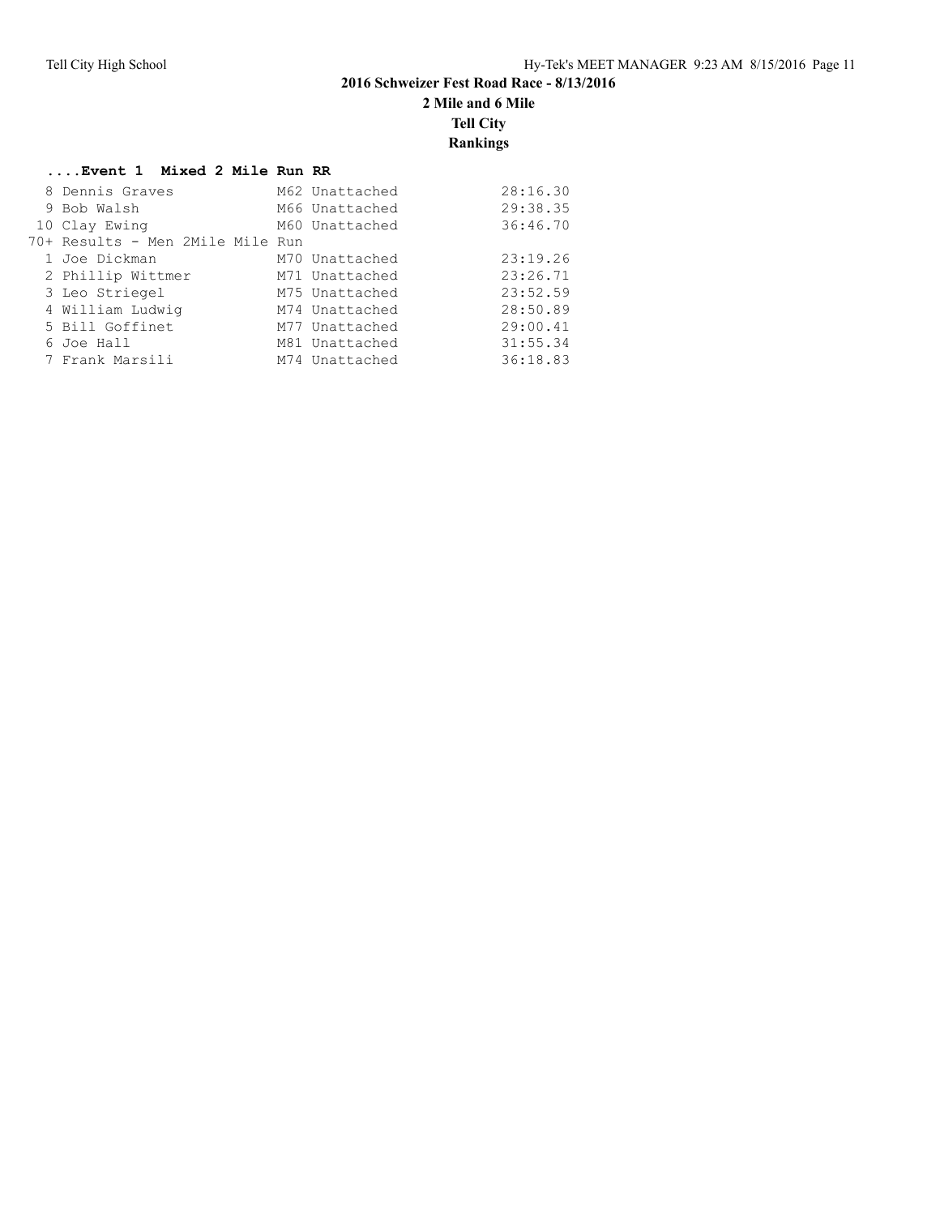## 2016 Schweizer Fest Road Race - 8/13/2016

### 2 Mile and 6 Mile

### Tell City

### Rankings

**....Event 1 Mixed 2 Mile Run RR**

| | | | |
|---|---|---|---|
| 8 | Dennis Graves | M62 Unattached | 28:16.30 |
| 9 | Bob Walsh | M66 Unattached | 29:38.35 |
| 10 | Clay Ewing | M60 Unattached | 36:46.70 |

70+ Results - Men 2Mile Mile Run

| | | | |
|---|---|---|---|
| 1 | Joe Dickman | M70 Unattached | 23:19.26 |
| 2 | Phillip Wittmer | M71 Unattached | 23:26.71 |
| 3 | Leo Striegel | M75 Unattached | 23:52.59 |
| 4 | William Ludwig | M74 Unattached | 28:50.89 |
| 5 | Bill Goffinet | M77 Unattached | 29:00.41 |
| 6 | Joe Hall | M81 Unattached | 31:55.34 |
| 7 | Frank Marsili | M74 Unattached | 36:18.83 |